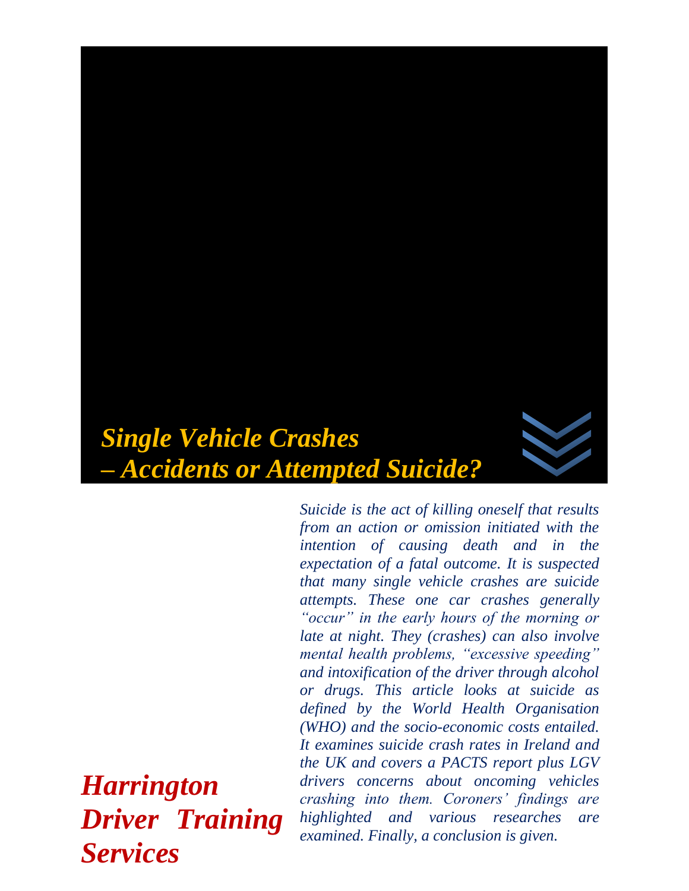# *Single Vehicle Crashes – Accidents or Attempted Suicide?*

*Suicide is the act of killing oneself that results from an action or omission initiated with the intention of causing death and in the expectation of a fatal outcome. It is suspected that many single vehicle crashes are suicide attempts. These one car crashes generally "occur" in the early hours of the morning or late at night. They (crashes) can also involve mental health problems, "excessive speeding" and intoxification of the driver through alcohol or drugs. This article looks at suicide as defined by the World Health Organisation (WHO) and the socio-economic costs entailed. It examines suicide crash rates in Ireland and the UK and covers a PACTS report plus LGV drivers concerns about oncoming vehicles crashing into them. Coroners' findings are highlighted and various researches are examined. Finally, a conclusion is given.*

***Harrington Driver Training Services***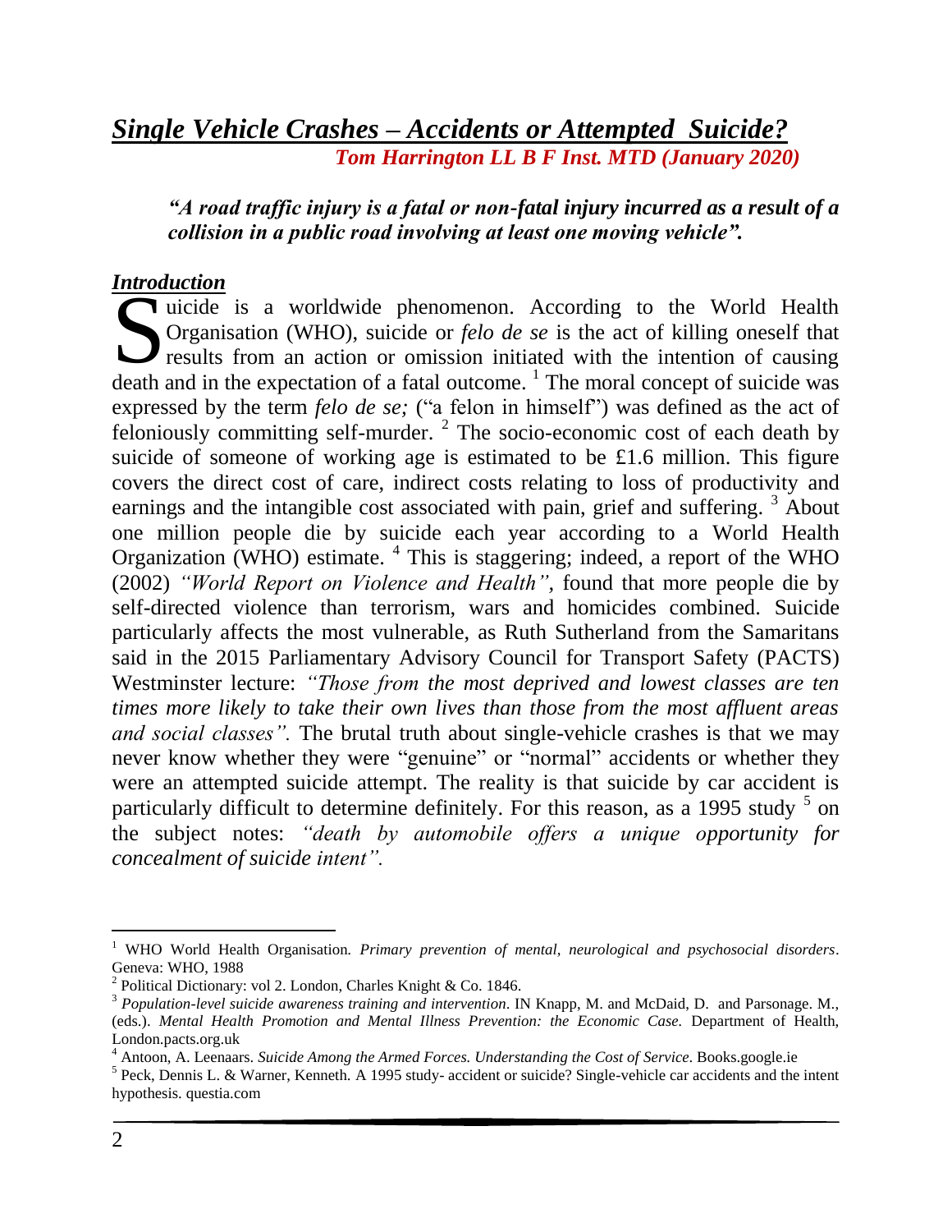# *Single Vehicle Crashes – Accidents or Attempted Suicide?*

***Tom Harrington LL B F Inst. MTD (January 2020)***

***"A road traffic injury is a fatal or non-fatal injury incurred as a result of a collision in a public road involving at least one moving vehicle".***

## *Introduction*

Suicide is a worldwide phenomenon. According to the World Health Organisation (WHO), suicide or *felo de se* is the act of killing oneself that results from an action or omission initiated with the intention of causing death and in the expectation of a fatal outcome. [1] The moral concept of suicide was expressed by the term *felo de se;* ("a felon in himself") was defined as the act of feloniously committing self-murder. [2] The socio-economic cost of each death by suicide of someone of working age is estimated to be £1.6 million. This figure covers the direct cost of care, indirect costs relating to loss of productivity and earnings and the intangible cost associated with pain, grief and suffering. [3] About one million people die by suicide each year according to a World Health Organization (WHO) estimate. [4] This is staggering; indeed, a report of the WHO (2002) *"World Report on Violence and Health",* found that more people die by self-directed violence than terrorism, wars and homicides combined. Suicide particularly affects the most vulnerable, as Ruth Sutherland from the Samaritans said in the 2015 Parliamentary Advisory Council for Transport Safety (PACTS) Westminster lecture: *"Those from the most deprived and lowest classes are ten times more likely to take their own lives than those from the most affluent areas and social classes".* The brutal truth about single-vehicle crashes is that we may never know whether they were "genuine" or "normal" accidents or whether they were an attempted suicide attempt. The reality is that suicide by car accident is particularly difficult to determine definitely. For this reason, as a 1995 study [5] on the subject notes: *"death by automobile offers a unique opportunity for concealment of suicide intent".*

---

[1] WHO World Health Organisation. *Primary prevention of mental, neurological and psychosocial disorders*. Geneva: WHO, 1988

[2] Political Dictionary: vol 2. London, Charles Knight & Co. 1846.

[3] *Population-level suicide awareness training and intervention*. IN Knapp, M. and McDaid, D. and Parsonage. M., (eds.). *Mental Health Promotion and Mental Illness Prevention: the Economic Case.* Department of Health, London.pacts.org.uk

[4] Antoon, A. Leenaars. *Suicide Among the Armed Forces. Understanding the Cost of Service*. Books.google.ie

[5] Peck, Dennis L. & Warner, Kenneth. A 1995 study- accident or suicide? Single-vehicle car accidents and the intent hypothesis. questia.com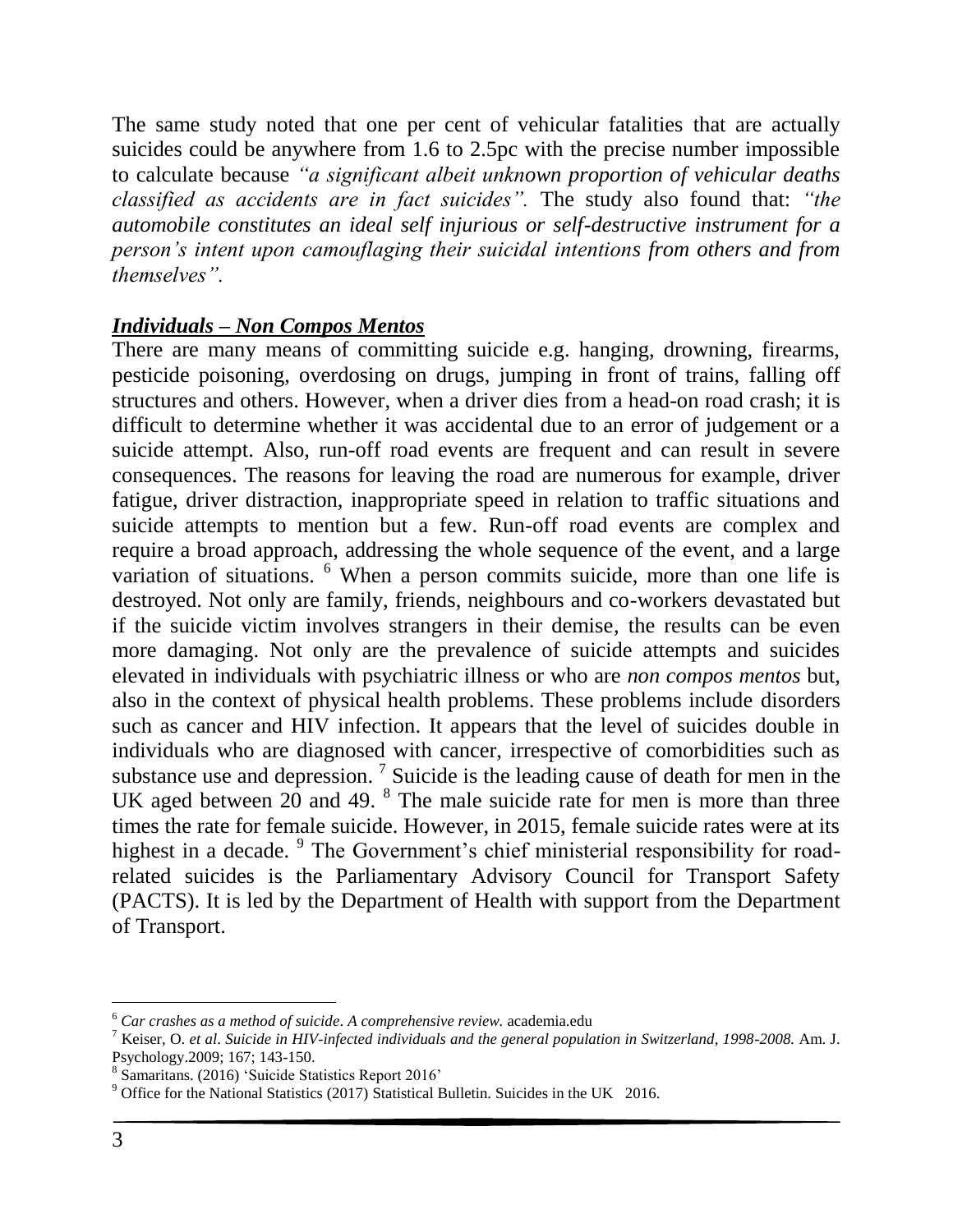The same study noted that one per cent of vehicular fatalities that are actually suicides could be anywhere from 1.6 to 2.5pc with the precise number impossible to calculate because *"a significant albeit unknown proportion of vehicular deaths classified as accidents are in fact suicides".* The study also found that: ***"the automobile constitutes an ideal self injurious or self-destructive instrument for a person's intent upon camouflaging their suicidal intentions from others and from themselves".***

***Individuals – Non Compos Mentos***

There are many means of committing suicide e.g. hanging, drowning, firearms, pesticide poisoning, overdosing on drugs, jumping in front of trains, falling off structures and others. However, when a driver dies from a head-on road crash; it is difficult to determine whether it was accidental due to an error of judgement or a suicide attempt. Also, run-off road events are frequent and can result in severe consequences. The reasons for leaving the road are numerous for example, driver fatigue, driver distraction, inappropriate speed in relation to traffic situations and suicide attempts to mention but a few. Run-off road events are complex and require a broad approach, addressing the whole sequence of the event, and a large variation of situations. [6] When a person commits suicide, more than one life is destroyed. Not only are family, friends, neighbours and co-workers devastated but if the suicide victim involves strangers in their demise, the results can be even more damaging. Not only are the prevalence of suicide attempts and suicides elevated in individuals with psychiatric illness or who are *non compos mentos* but, also in the context of physical health problems. These problems include disorders such as cancer and HIV infection. It appears that the level of suicides double in individuals who are diagnosed with cancer, irrespective of comorbidities such as substance use and depression. [7] Suicide is the leading cause of death for men in the UK aged between 20 and 49. [8] The male suicide rate for men is more than three times the rate for female suicide. However, in 2015, female suicide rates were at its highest in a decade. [9] The Government's chief ministerial responsibility for road-related suicides is the Parliamentary Advisory Council for Transport Safety (PACTS). It is led by the Department of Health with support from the Department of Transport.

---

[6] *Car crashes as a method of suicide. A comprehensive review.* academia.edu

[7] Keiser, O. *et al. Suicide in HIV-infected individuals and the general population in Switzerland, 1998-2008.* Am. J. Psychology.2009; 167; 143-150.

[8] Samaritans. (2016) 'Suicide Statistics Report 2016'

[9] Office for the National Statistics (2017) Statistical Bulletin. Suicides in the UK 2016.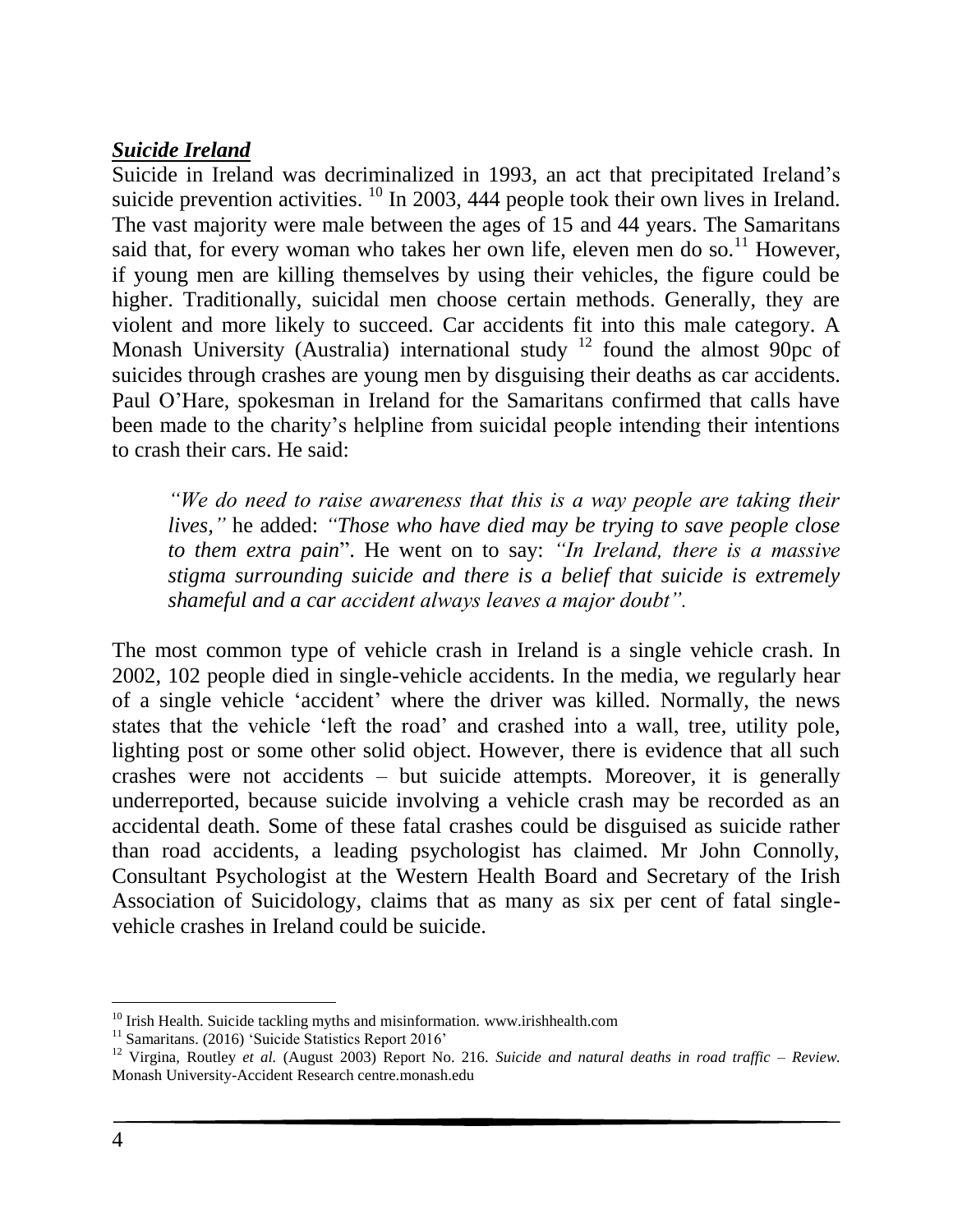## ***Suicide Ireland***

Suicide in Ireland was decriminalized in 1993, an act that precipitated Ireland's suicide prevention activities. [10] In 2003, 444 people took their own lives in Ireland. The vast majority were male between the ages of 15 and 44 years. The Samaritans said that, for every woman who takes her own life, eleven men do so.[11] However, if young men are killing themselves by using their vehicles, the figure could be higher. Traditionally, suicidal men choose certain methods. Generally, they are violent and more likely to succeed. Car accidents fit into this male category. A Monash University (Australia) international study [12] found the almost 90pc of suicides through crashes are young men by disguising their deaths as car accidents. Paul O'Hare, spokesman in Ireland for the Samaritans confirmed that calls have been made to the charity's helpline from suicidal people intending their intentions to crash their cars. He said:

> *"We do need to raise awareness that this is a way people are taking their lives,"* he added: *"Those who have died may be trying to save people close to them extra pain*". He went on to say: *"In Ireland, there is a massive stigma surrounding suicide and there is a belief that suicide is extremely shameful and a car accident always leaves a major doubt".*

The most common type of vehicle crash in Ireland is a single vehicle crash. In 2002, 102 people died in single-vehicle accidents. In the media, we regularly hear of a single vehicle 'accident' where the driver was killed. Normally, the news states that the vehicle 'left the road' and crashed into a wall, tree, utility pole, lighting post or some other solid object. However, there is evidence that all such crashes were not accidents – but suicide attempts. Moreover, it is generally underreported, because suicide involving a vehicle crash may be recorded as an accidental death. Some of these fatal crashes could be disguised as suicide rather than road accidents, a leading psychologist has claimed. Mr John Connolly, Consultant Psychologist at the Western Health Board and Secretary of the Irish Association of Suicidology, claims that as many as six per cent of fatal single-vehicle crashes in Ireland could be suicide.

---

[10] Irish Health. Suicide tackling myths and misinformation. www.irishhealth.com

[11] Samaritans. (2016) 'Suicide Statistics Report 2016'

[12] Virgina, Routley *et al.* (August 2003) Report No. 216. *Suicide and natural deaths in road traffic – Review.* Monash University-Accident Research centre.monash.edu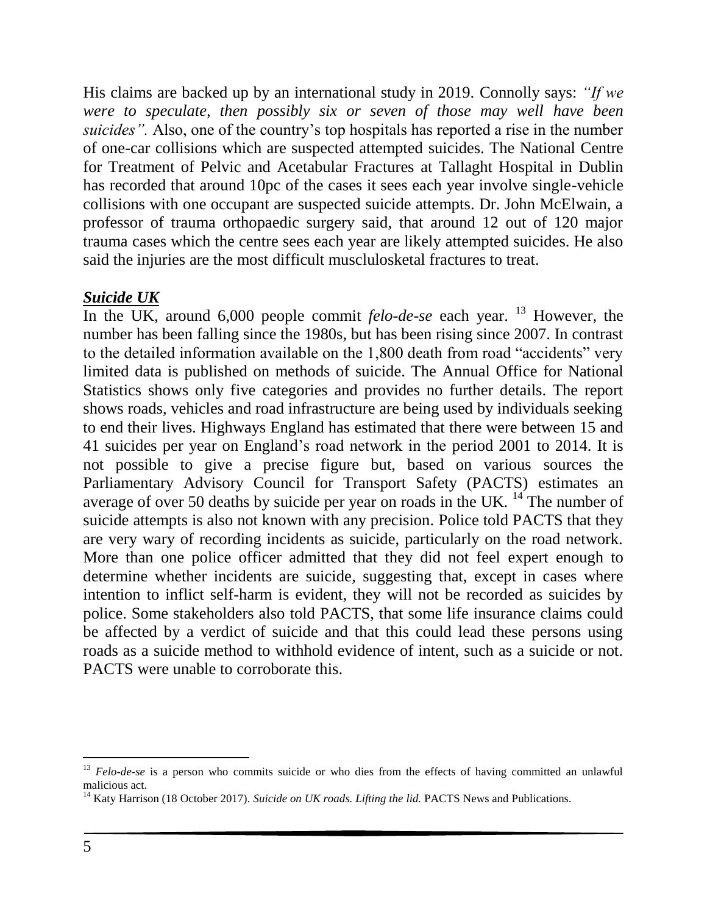His claims are backed up by an international study in 2019. Connolly says: *"If we were to speculate, then possibly six or seven of those may well have been suicides".* Also, one of the country's top hospitals has reported a rise in the number of one-car collisions which are suspected attempted suicides. The National Centre for Treatment of Pelvic and Acetabular Fractures at Tallaght Hospital in Dublin has recorded that around 10pc of the cases it sees each year involve single-vehicle collisions with one occupant are suspected suicide attempts. Dr. John McElwain, a professor of trauma orthopaedic surgery said, that around 12 out of 120 major trauma cases which the centre sees each year are likely attempted suicides. He also said the injuries are the most difficult muscluloskeletal fractures to treat.

***Suicide UK***

In the UK, around 6,000 people commit *felo-de-se* each year.[13] However, the number has been falling since the 1980s, but has been rising since 2007. In contrast to the detailed information available on the 1,800 death from road "accidents" very limited data is published on methods of suicide. The Annual Office for National Statistics shows only five categories and provides no further details. The report shows roads, vehicles and road infrastructure are being used by individuals seeking to end their lives. Highways England has estimated that there were between 15 and 41 suicides per year on England's road network in the period 2001 to 2014. It is not possible to give a precise figure but, based on various sources the Parliamentary Advisory Council for Transport Safety (PACTS) estimates an average of over 50 deaths by suicide per year on roads in the UK.[14] The number of suicide attempts is also not known with any precision. Police told PACTS that they are very wary of recording incidents as suicide, particularly on the road network. More than one police officer admitted that they did not feel expert enough to determine whether incidents are suicide, suggesting that, except in cases where intention to inflict self-harm is evident, they will not be recorded as suicides by police. Some stakeholders also told PACTS, that some life insurance claims could be affected by a verdict of suicide and that this could lead these persons using roads as a suicide method to withhold evidence of intent, such as a suicide or not. PACTS were unable to corroborate this.

---

[13] *Felo-de-se* is a person who commits suicide or who dies from the effects of having committed an unlawful malicious act.

[14] Katy Harrison (18 October 2017). *Suicide on UK roads. Lifting the lid.* PACTS News and Publications.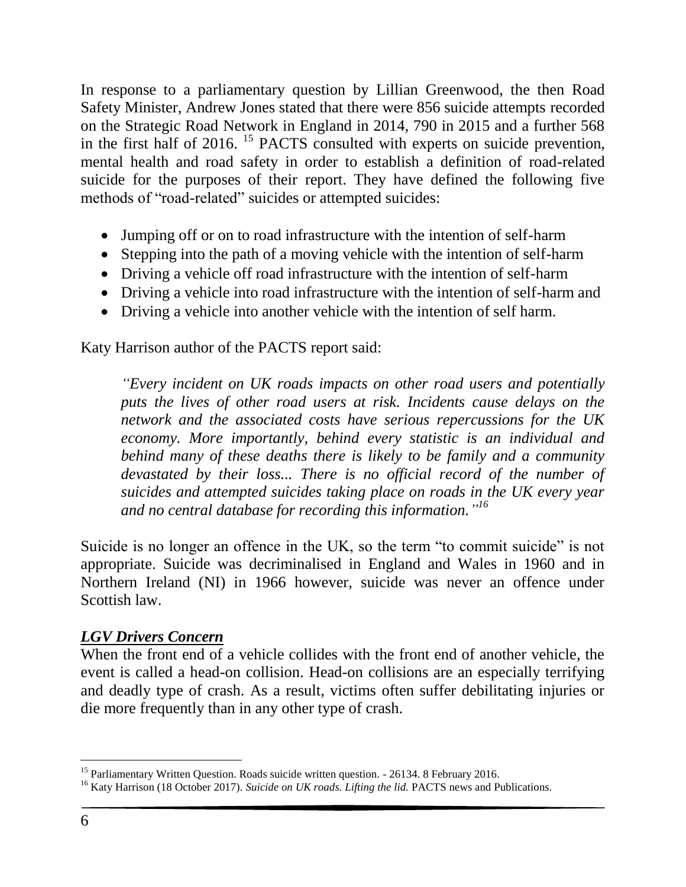In response to a parliamentary question by Lillian Greenwood, the then Road Safety Minister, Andrew Jones stated that there were 856 suicide attempts recorded on the Strategic Road Network in England in 2014, 790 in 2015 and a further 568 in the first half of 2016. [15] PACTS consulted with experts on suicide prevention, mental health and road safety in order to establish a definition of road-related suicide for the purposes of their report. They have defined the following five methods of "road-related" suicides or attempted suicides:

- Jumping off or on to road infrastructure with the intention of self-harm
- Stepping into the path of a moving vehicle with the intention of self-harm
- Driving a vehicle off road infrastructure with the intention of self-harm
- Driving a vehicle into road infrastructure with the intention of self-harm and
- Driving a vehicle into another vehicle with the intention of self harm.

Katy Harrison author of the PACTS report said:

> *"Every incident on UK roads impacts on other road users and potentially puts the lives of other road users at risk. Incidents cause delays on the network and the associated costs have serious repercussions for the UK economy. More importantly, behind every statistic is an individual and behind many of these deaths there is likely to be family and a community devastated by their loss... There is no official record of the number of suicides and attempted suicides taking place on roads in the UK every year and no central database for recording this information."* [16]

Suicide is no longer an offence in the UK, so the term "to commit suicide" is not appropriate. Suicide was decriminalised in England and Wales in 1960 and in Northern Ireland (NI) in 1966 however, suicide was never an offence under Scottish law.

### ***LGV Drivers Concern***

When the front end of a vehicle collides with the front end of another vehicle, the event is called a head-on collision. Head-on collisions are an especially terrifying and deadly type of crash. As a result, victims often suffer debilitating injuries or die more frequently than in any other type of crash.

---

[15] Parliamentary Written Question. Roads suicide written question. - 26134. 8 February 2016.

[16] Katy Harrison (18 October 2017). *Suicide on UK roads. Lifting the lid.* PACTS news and Publications.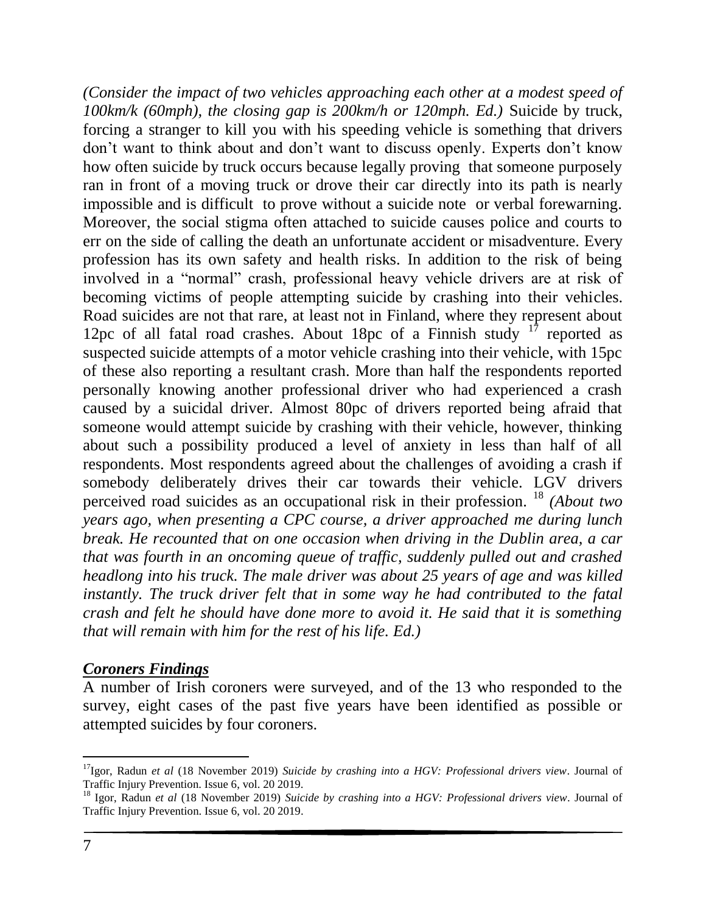*(Consider the impact of two vehicles approaching each other at a modest speed of 100km/k (60mph), the closing gap is 200km/h or 120mph. Ed.)* Suicide by truck, forcing a stranger to kill you with his speeding vehicle is something that drivers don't want to think about and don't want to discuss openly. Experts don't know how often suicide by truck occurs because legally proving that someone purposely ran in front of a moving truck or drove their car directly into its path is nearly impossible and is difficult to prove without a suicide note or verbal forewarning. Moreover, the social stigma often attached to suicide causes police and courts to err on the side of calling the death an unfortunate accident or misadventure. Every profession has its own safety and health risks. In addition to the risk of being involved in a "normal" crash, professional heavy vehicle drivers are at risk of becoming victims of people attempting suicide by crashing into their vehicles. Road suicides are not that rare, at least not in Finland, where they represent about 12pc of all fatal road crashes. About 18pc of a Finnish study [17] reported as suspected suicide attempts of a motor vehicle crashing into their vehicle, with 15pc of these also reporting a resultant crash. More than half the respondents reported personally knowing another professional driver who had experienced a crash caused by a suicidal driver. Almost 80pc of drivers reported being afraid that someone would attempt suicide by crashing with their vehicle, however, thinking about such a possibility produced a level of anxiety in less than half of all respondents. Most respondents agreed about the challenges of avoiding a crash if somebody deliberately drives their car towards their vehicle. LGV drivers perceived road suicides as an occupational risk in their profession. [18] *(About two years ago, when presenting a CPC course, a driver approached me during lunch break. He recounted that on one occasion when driving in the Dublin area, a car that was fourth in an oncoming queue of traffic, suddenly pulled out and crashed headlong into his truck. The male driver was about 25 years of age and was killed instantly. The truck driver felt that in some way he had contributed to the fatal crash and felt he should have done more to avoid it. He said that it is something that will remain with him for the rest of his life. Ed.)*

## ***Coroners Findings***

A number of Irish coroners were surveyed, and of the 13 who responded to the survey, eight cases of the past five years have been identified as possible or attempted suicides by four coroners.

---

[17] Igor, Radun *et al* (18 November 2019) *Suicide by crashing into a HGV: Professional drivers view*. Journal of Traffic Injury Prevention. Issue 6, vol. 20 2019.

[18] Igor, Radun *et al* (18 November 2019) *Suicide by crashing into a HGV: Professional drivers view*. Journal of Traffic Injury Prevention. Issue 6, vol. 20 2019.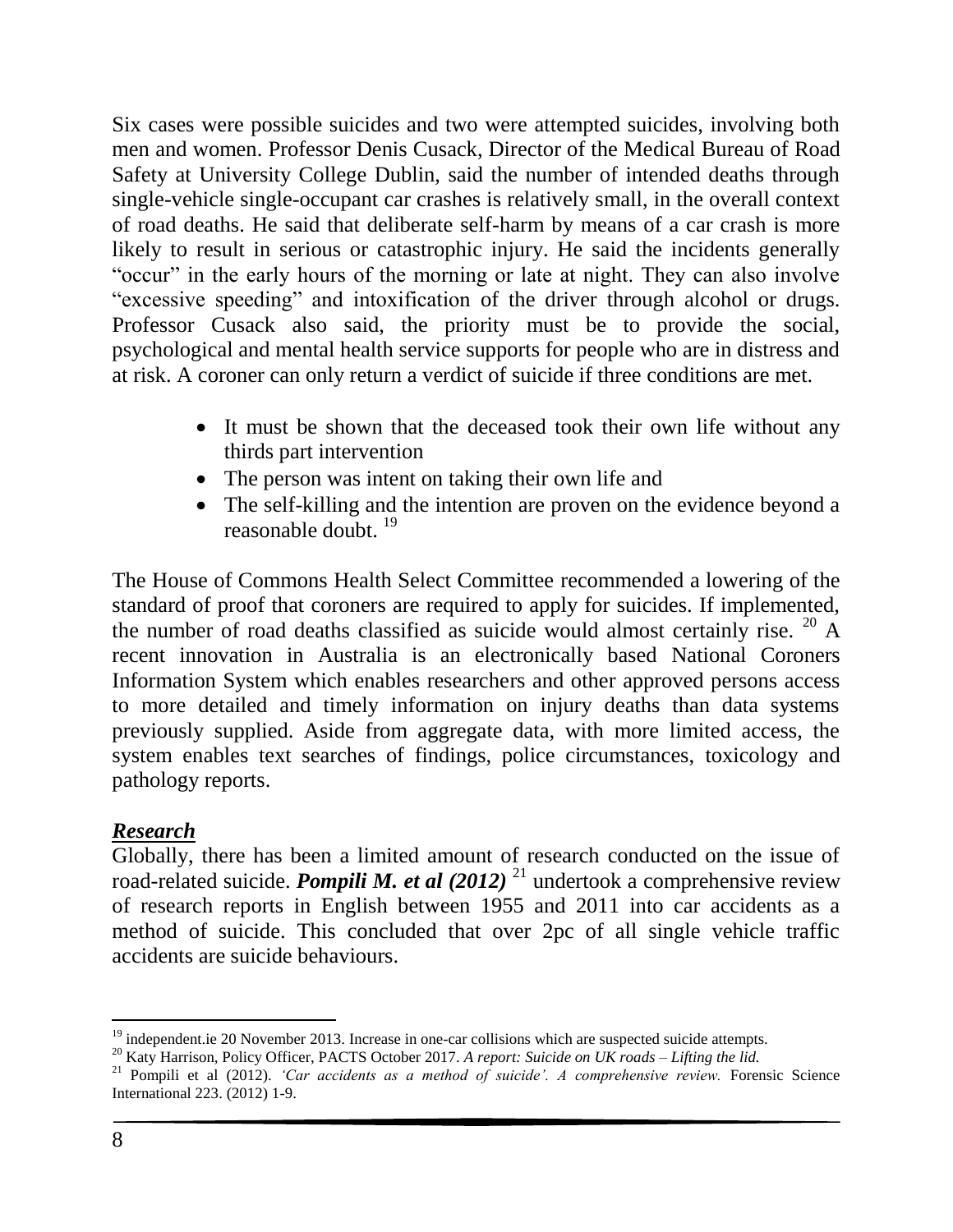Six cases were possible suicides and two were attempted suicides, involving both men and women. Professor Denis Cusack, Director of the Medical Bureau of Road Safety at University College Dublin, said the number of intended deaths through single-vehicle single-occupant car crashes is relatively small, in the overall context of road deaths. He said that deliberate self-harm by means of a car crash is more likely to result in serious or catastrophic injury. He said the incidents generally "occur" in the early hours of the morning or late at night. They can also involve "excessive speeding" and intoxification of the driver through alcohol or drugs. Professor Cusack also said, the priority must be to provide the social, psychological and mental health service supports for people who are in distress and at risk. A coroner can only return a verdict of suicide if three conditions are met.

- It must be shown that the deceased took their own life without any thirds part intervention
- The person was intent on taking their own life and
- The self-killing and the intention are proven on the evidence beyond a reasonable doubt. [19]

The House of Commons Health Select Committee recommended a lowering of the standard of proof that coroners are required to apply for suicides. If implemented, the number of road deaths classified as suicide would almost certainly rise. [20] A recent innovation in Australia is an electronically based National Coroners Information System which enables researchers and other approved persons access to more detailed and timely information on injury deaths than data systems previously supplied. Aside from aggregate data, with more limited access, the system enables text searches of findings, police circumstances, toxicology and pathology reports.

***Research***

Globally, there has been a limited amount of research conducted on the issue of road-related suicide. ***Pompili M. et al (2012)*** [21] undertook a comprehensive review of research reports in English between 1955 and 2011 into car accidents as a method of suicide. This concluded that over 2pc of all single vehicle traffic accidents are suicide behaviours.

---

[19] independent.ie 20 November 2013. Increase in one-car collisions which are suspected suicide attempts.

[20] Katy Harrison, Policy Officer, PACTS October 2017. *A report: Suicide on UK roads – Lifting the lid.*

[21] Pompili et al (2012). *'Car accidents as a method of suicide'. A comprehensive review.* Forensic Science International 223. (2012) 1-9.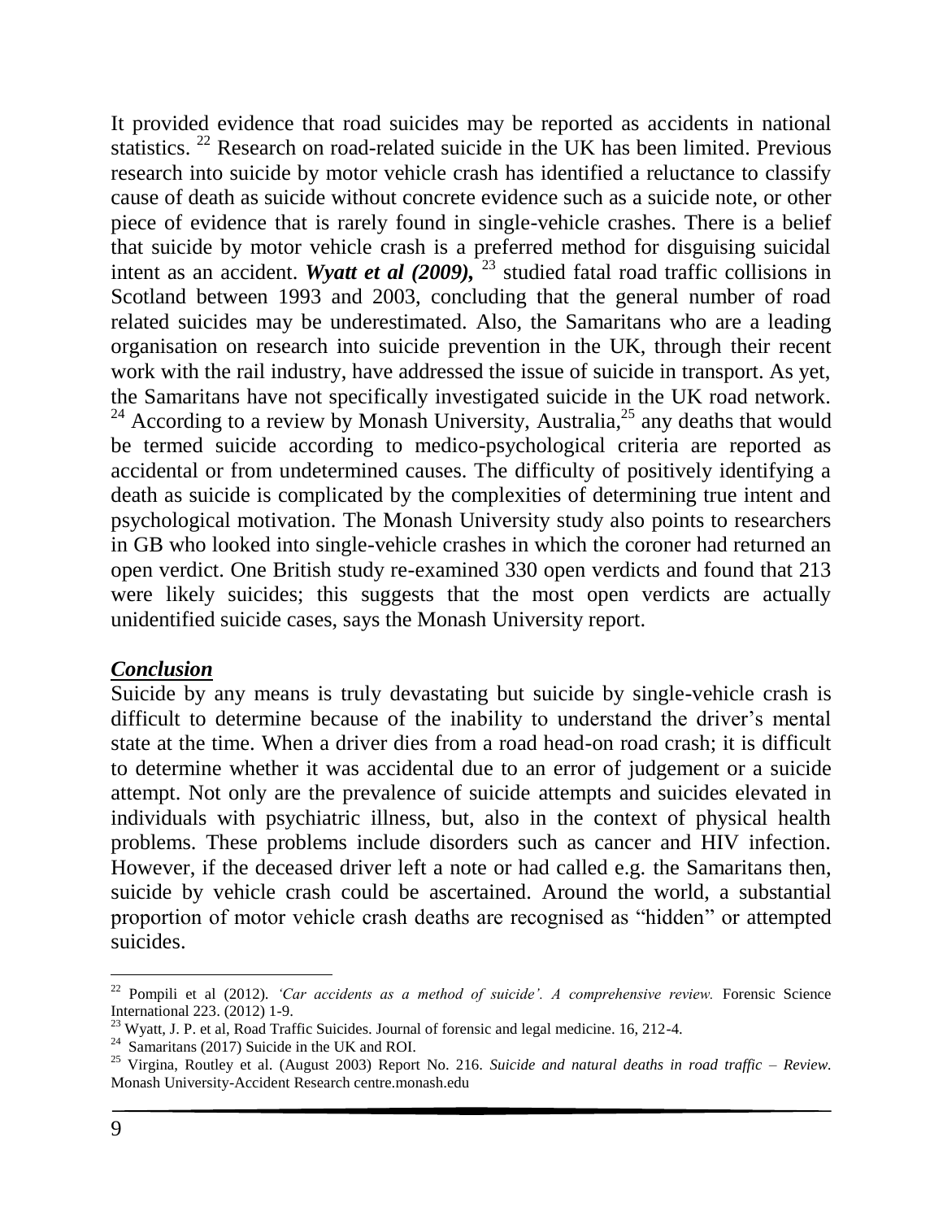It provided evidence that road suicides may be reported as accidents in national statistics. [22] Research on road-related suicide in the UK has been limited. Previous research into suicide by motor vehicle crash has identified a reluctance to classify cause of death as suicide without concrete evidence such as a suicide note, or other piece of evidence that is rarely found in single-vehicle crashes. There is a belief that suicide by motor vehicle crash is a preferred method for disguising suicidal intent as an accident. ***Wyatt et al (2009),*** [23] studied fatal road traffic collisions in Scotland between 1993 and 2003, concluding that the general number of road related suicides may be underestimated. Also, the Samaritans who are a leading organisation on research into suicide prevention in the UK, through their recent work with the rail industry, have addressed the issue of suicide in transport. As yet, the Samaritans have not specifically investigated suicide in the UK road network. [24] According to a review by Monash University, Australia,[25] any deaths that would be termed suicide according to medico-psychological criteria are reported as accidental or from undetermined causes. The difficulty of positively identifying a death as suicide is complicated by the complexities of determining true intent and psychological motivation. The Monash University study also points to researchers in GB who looked into single-vehicle crashes in which the coroner had returned an open verdict. One British study re-examined 330 open verdicts and found that 213 were likely suicides; this suggests that the most open verdicts are actually unidentified suicide cases, says the Monash University report.

## ***Conclusion***

Suicide by any means is truly devastating but suicide by single-vehicle crash is difficult to determine because of the inability to understand the driver's mental state at the time. When a driver dies from a road head-on road crash; it is difficult to determine whether it was accidental due to an error of judgement or a suicide attempt. Not only are the prevalence of suicide attempts and suicides elevated in individuals with psychiatric illness, but, also in the context of physical health problems. These problems include disorders such as cancer and HIV infection. However, if the deceased driver left a note or had called e.g. the Samaritans then, suicide by vehicle crash could be ascertained. Around the world, a substantial proportion of motor vehicle crash deaths are recognised as "hidden" or attempted suicides.

---

[22] Pompili et al (2012). *'Car accidents as a method of suicide'. A comprehensive review.* Forensic Science International 223. (2012) 1-9.

[23] Wyatt, J. P. et al, Road Traffic Suicides. Journal of forensic and legal medicine. 16, 212-4.

[24] Samaritans (2017) Suicide in the UK and ROI.

[25] Virgina, Routley et al. (August 2003) Report No. 216. *Suicide and natural deaths in road traffic – Review.* Monash University-Accident Research centre.monash.edu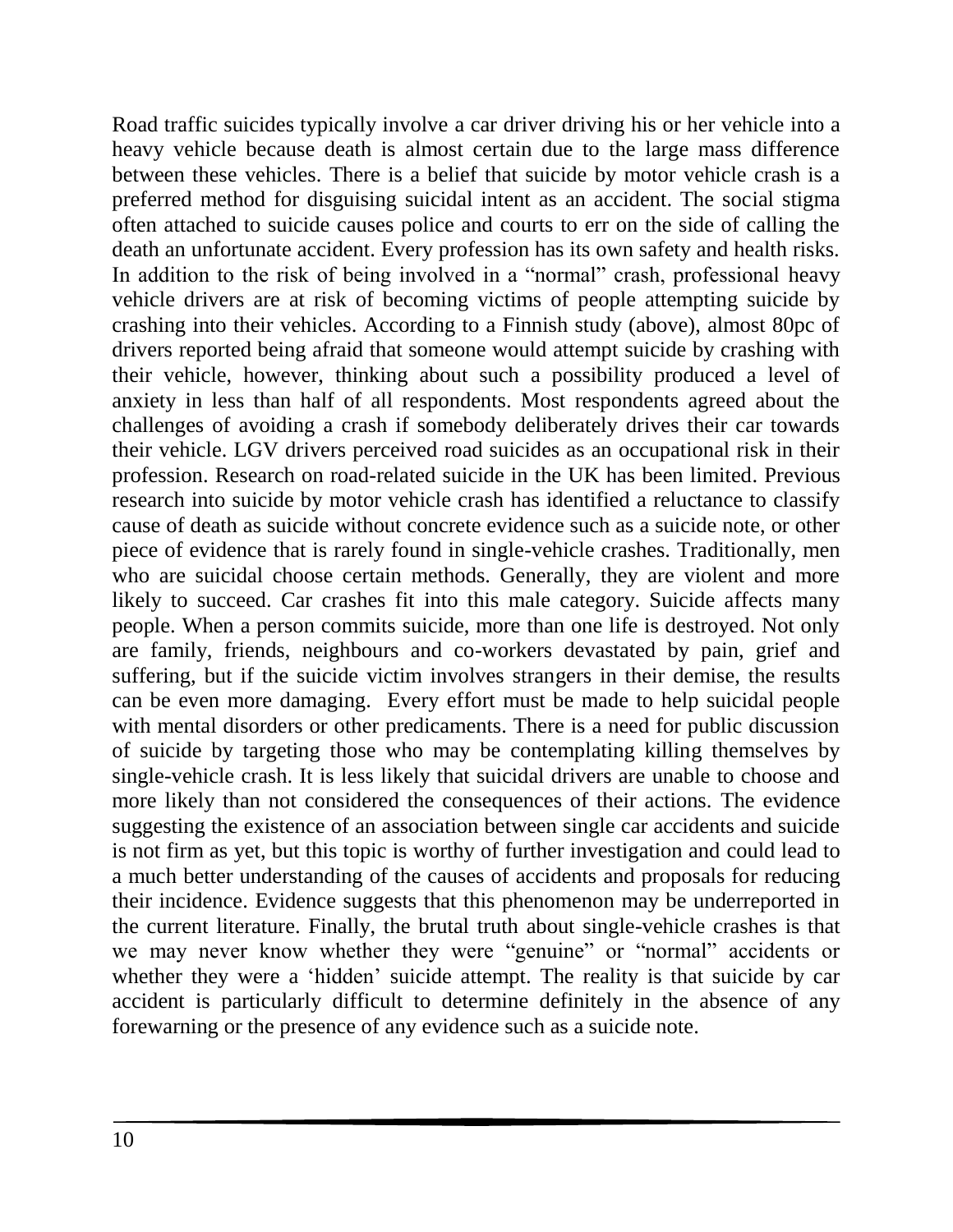Road traffic suicides typically involve a car driver driving his or her vehicle into a heavy vehicle because death is almost certain due to the large mass difference between these vehicles. There is a belief that suicide by motor vehicle crash is a preferred method for disguising suicidal intent as an accident. The social stigma often attached to suicide causes police and courts to err on the side of calling the death an unfortunate accident. Every profession has its own safety and health risks. In addition to the risk of being involved in a "normal" crash, professional heavy vehicle drivers are at risk of becoming victims of people attempting suicide by crashing into their vehicles. According to a Finnish study (above), almost 80pc of drivers reported being afraid that someone would attempt suicide by crashing with their vehicle, however, thinking about such a possibility produced a level of anxiety in less than half of all respondents. Most respondents agreed about the challenges of avoiding a crash if somebody deliberately drives their car towards their vehicle. LGV drivers perceived road suicides as an occupational risk in their profession. Research on road-related suicide in the UK has been limited. Previous research into suicide by motor vehicle crash has identified a reluctance to classify cause of death as suicide without concrete evidence such as a suicide note, or other piece of evidence that is rarely found in single-vehicle crashes. Traditionally, men who are suicidal choose certain methods. Generally, they are violent and more likely to succeed. Car crashes fit into this male category. Suicide affects many people. When a person commits suicide, more than one life is destroyed. Not only are family, friends, neighbours and co-workers devastated by pain, grief and suffering, but if the suicide victim involves strangers in their demise, the results can be even more damaging. Every effort must be made to help suicidal people with mental disorders or other predicaments. There is a need for public discussion of suicide by targeting those who may be contemplating killing themselves by single-vehicle crash. It is less likely that suicidal drivers are unable to choose and more likely than not considered the consequences of their actions. The evidence suggesting the existence of an association between single car accidents and suicide is not firm as yet, but this topic is worthy of further investigation and could lead to a much better understanding of the causes of accidents and proposals for reducing their incidence. Evidence suggests that this phenomenon may be underreported in the current literature. Finally, the brutal truth about single-vehicle crashes is that we may never know whether they were "genuine" or "normal" accidents or whether they were a 'hidden' suicide attempt. The reality is that suicide by car accident is particularly difficult to determine definitely in the absence of any forewarning or the presence of any evidence such as a suicide note.